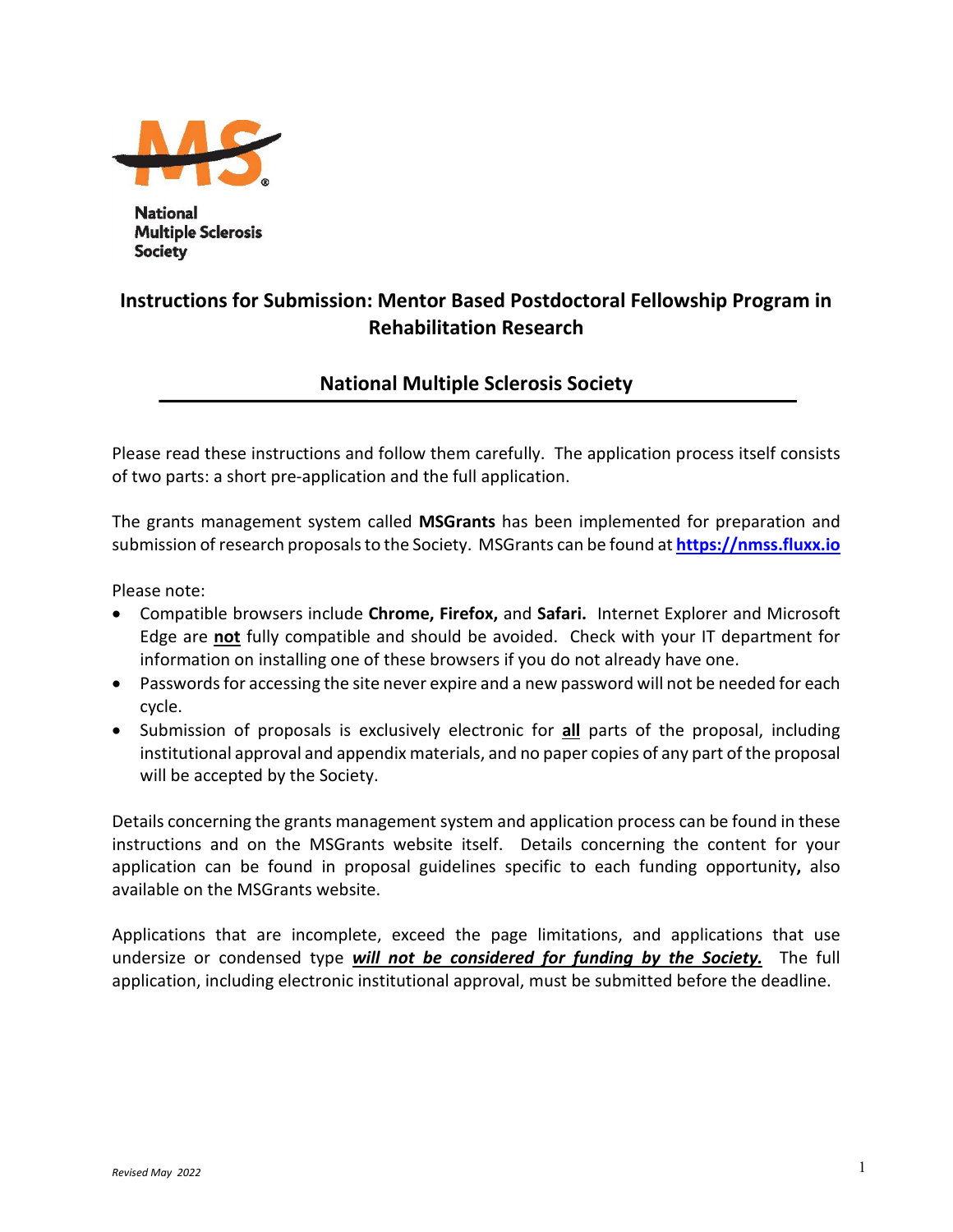National
Multiple Sclerosis
Society

# Instructions for Submission: Mentor Based Postdoctoral Fellowship Program in Rehabilitation Research

## National Multiple Sclerosis Society

Please read these instructions and follow them carefully. The application process itself consists of two parts: a short pre-application and the full application.

The grants management system called **MSGrants** has been implemented for preparation and submission of research proposals to the Society. MSGrants can be found at **[https://nmss.fluxx.io](https://nmss.fluxx.io)**

Please note:

- Compatible browsers include **Chrome, Firefox,** and **Safari.** Internet Explorer and Microsoft Edge are **not** fully compatible and should be avoided. Check with your IT department for information on installing one of these browsers if you do not already have one.
- Passwords for accessing the site never expire and a new password will not be needed for each cycle.
- Submission of proposals is exclusively electronic for **all** parts of the proposal, including institutional approval and appendix materials, and no paper copies of any part of the proposal will be accepted by the Society.

Details concerning the grants management system and application process can be found in these instructions and on the MSGrants website itself. Details concerning the content for your application can be found in proposal guidelines specific to each funding opportunity**,** also available on the MSGrants website.

Applications that are incomplete, exceed the page limitations, and applications that use undersize or condensed type ***will not be considered for funding by the Society.*** The full application, including electronic institutional approval, must be submitted before the deadline.

*Revised May 2022*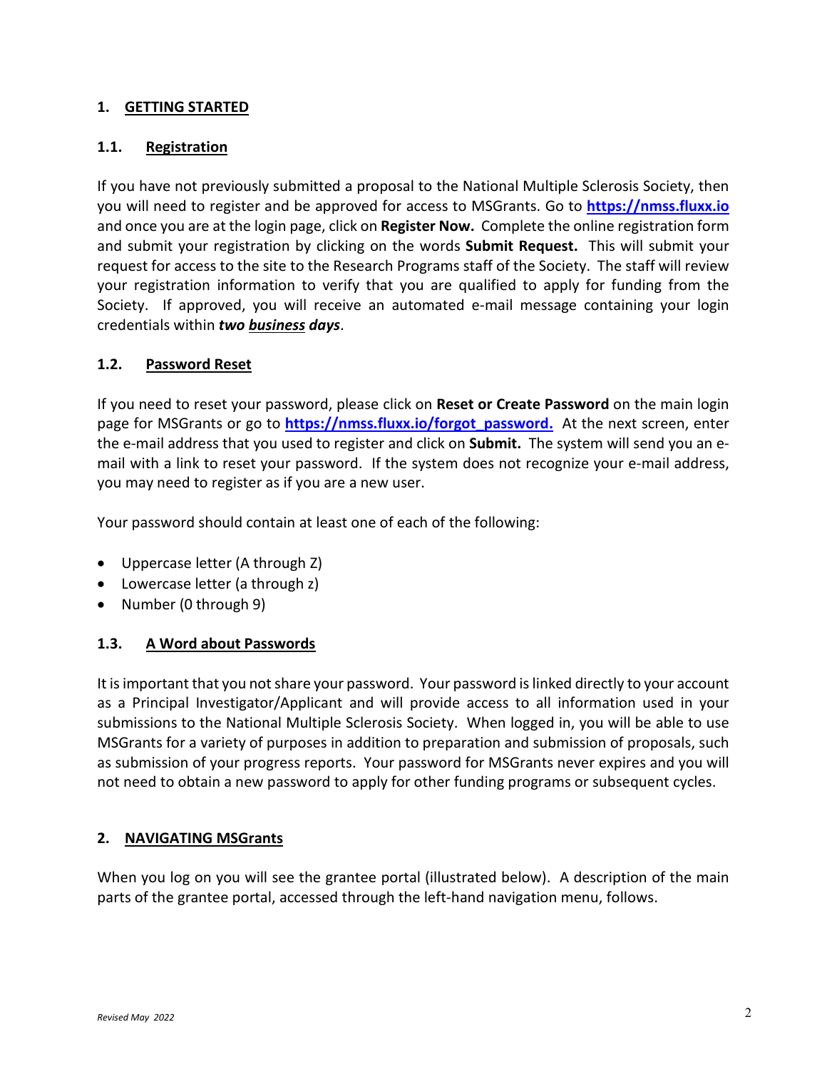## 1. GETTING STARTED

### 1.1. Registration

If you have not previously submitted a proposal to the National Multiple Sclerosis Society, then you will need to register and be approved for access to MSGrants. Go to **https://nmss.fluxx.io** and once you are at the login page, click on **Register Now.** Complete the online registration form and submit your registration by clicking on the words **Submit Request.** This will submit your request for access to the site to the Research Programs staff of the Society. The staff will review your registration information to verify that you are qualified to apply for funding from the Society. If approved, you will receive an automated e-mail message containing your login credentials within ***two business days***.

### 1.2. Password Reset

If you need to reset your password, please click on **Reset or Create Password** on the main login page for MSGrants or go to **https://nmss.fluxx.io/forgot_password.** At the next screen, enter the e-mail address that you used to register and click on **Submit.** The system will send you an e-mail with a link to reset your password. If the system does not recognize your e-mail address, you may need to register as if you are a new user.

Your password should contain at least one of each of the following:

- Uppercase letter (A through Z)
- Lowercase letter (a through z)
- Number (0 through 9)

### 1.3. A Word about Passwords

It is important that you not share your password. Your password is linked directly to your account as a Principal Investigator/Applicant and will provide access to all information used in your submissions to the National Multiple Sclerosis Society. When logged in, you will be able to use MSGrants for a variety of purposes in addition to preparation and submission of proposals, such as submission of your progress reports. Your password for MSGrants never expires and you will not need to obtain a new password to apply for other funding programs or subsequent cycles.

## 2. NAVIGATING MSGrants

When you log on you will see the grantee portal (illustrated below). A description of the main parts of the grantee portal, accessed through the left-hand navigation menu, follows.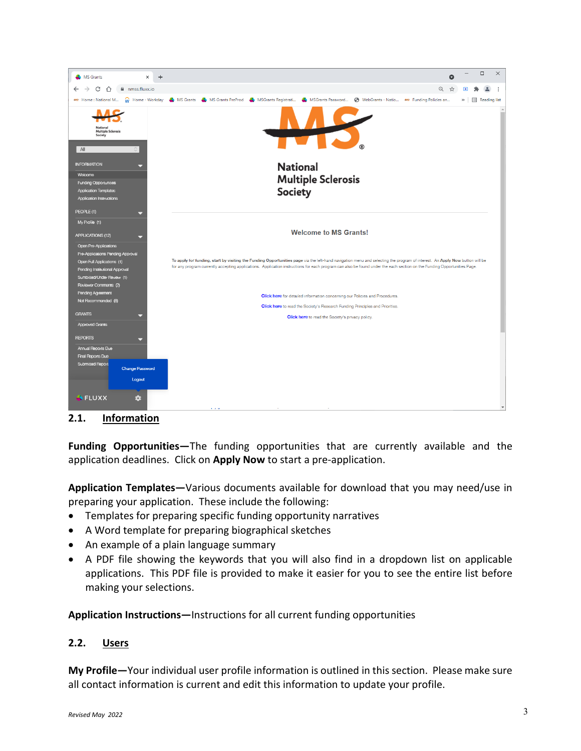## 2.1. Information

**Funding Opportunities—**The funding opportunities that are currently available and the application deadlines. Click on **Apply Now** to start a pre-application.

**Application Templates—**Various documents available for download that you may need/use in preparing your application. These include the following:

- Templates for preparing specific funding opportunity narratives
- A Word template for preparing biographical sketches
- An example of a plain language summary
- A PDF file showing the keywords that you will also find in a dropdown list on applicable applications. This PDF file is provided to make it easier for you to see the entire list before making your selections.

**Application Instructions—**Instructions for all current funding opportunities

## 2.2. Users

**My Profile—**Your individual user profile information is outlined in this section. Please make sure all contact information is current and edit this information to update your profile.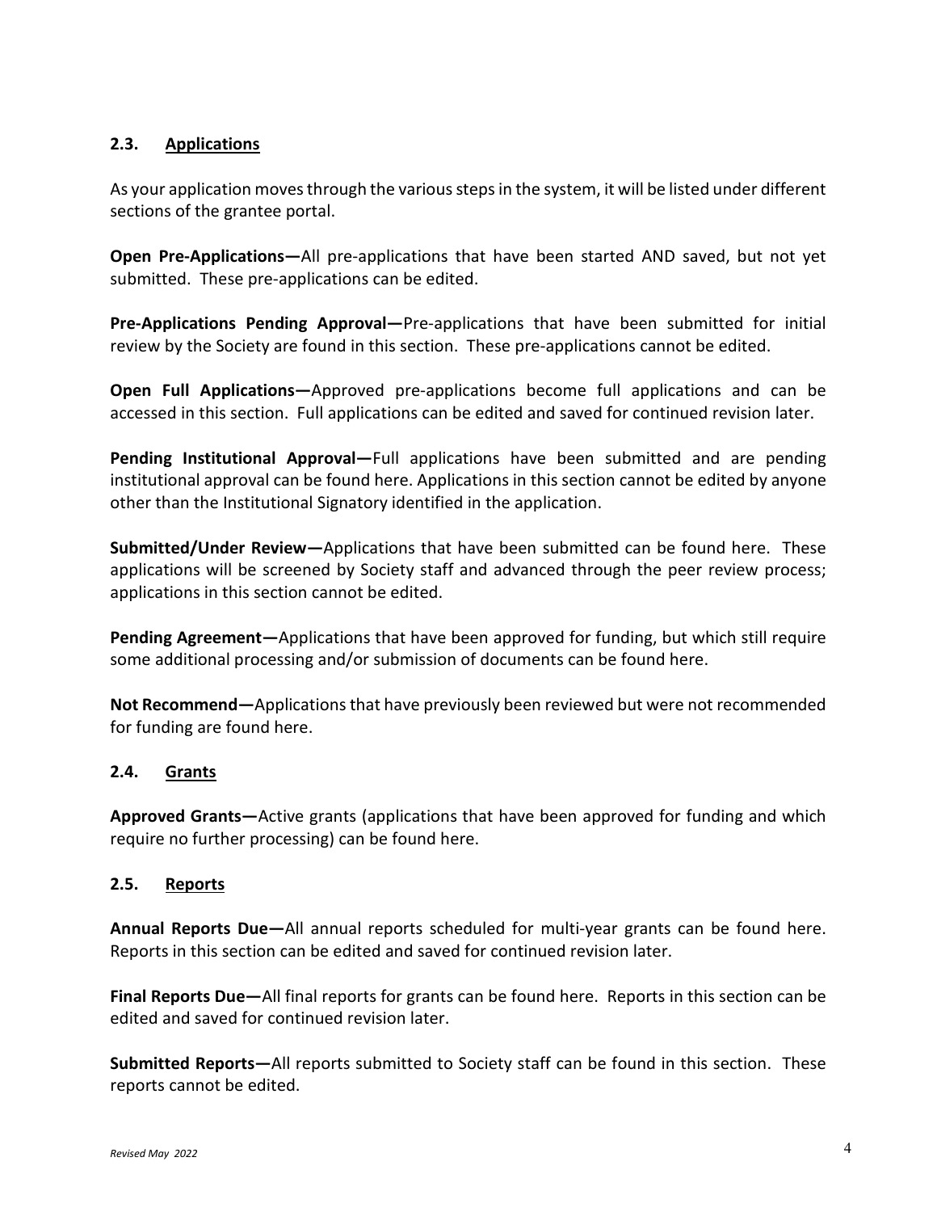### 2.3. Applications

As your application moves through the various steps in the system, it will be listed under different sections of the grantee portal.

**Open Pre-Applications—**All pre-applications that have been started AND saved, but not yet submitted. These pre-applications can be edited.

**Pre-Applications Pending Approval—**Pre-applications that have been submitted for initial review by the Society are found in this section. These pre-applications cannot be edited.

**Open Full Applications—**Approved pre-applications become full applications and can be accessed in this section. Full applications can be edited and saved for continued revision later.

**Pending Institutional Approval—**Full applications have been submitted and are pending institutional approval can be found here. Applications in this section cannot be edited by anyone other than the Institutional Signatory identified in the application.

**Submitted/Under Review—**Applications that have been submitted can be found here. These applications will be screened by Society staff and advanced through the peer review process; applications in this section cannot be edited.

**Pending Agreement—**Applications that have been approved for funding, but which still require some additional processing and/or submission of documents can be found here.

**Not Recommend—**Applications that have previously been reviewed but were not recommended for funding are found here.

### 2.4. Grants

**Approved Grants—**Active grants (applications that have been approved for funding and which require no further processing) can be found here.

### 2.5. Reports

**Annual Reports Due—**All annual reports scheduled for multi-year grants can be found here. Reports in this section can be edited and saved for continued revision later.

**Final Reports Due—**All final reports for grants can be found here. Reports in this section can be edited and saved for continued revision later.

**Submitted Reports—**All reports submitted to Society staff can be found in this section. These reports cannot be edited.

*Revised May 2022*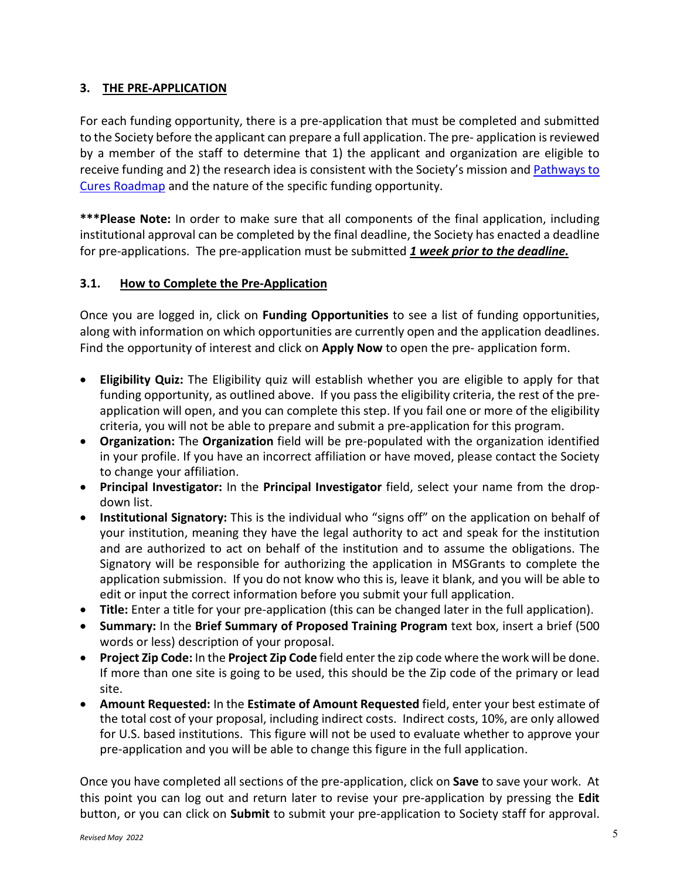## 3. THE PRE-APPLICATION

For each funding opportunity, there is a pre-application that must be completed and submitted to the Society before the applicant can prepare a full application. The pre- application is reviewed by a member of the staff to determine that 1) the applicant and organization are eligible to receive funding and 2) the research idea is consistent with the Society's mission and Pathways to Cures Roadmap and the nature of the specific funding opportunity.

***Please Note:** In order to make sure that all components of the final application, including institutional approval can be completed by the final deadline, the Society has enacted a deadline for pre-applications. The pre-application must be submitted ***1 week prior to the deadline.***

### 3.1. How to Complete the Pre-Application

Once you are logged in, click on **Funding Opportunities** to see a list of funding opportunities, along with information on which opportunities are currently open and the application deadlines. Find the opportunity of interest and click on **Apply Now** to open the pre- application form.

- **Eligibility Quiz:** The Eligibility quiz will establish whether you are eligible to apply for that funding opportunity, as outlined above. If you pass the eligibility criteria, the rest of the pre-application will open, and you can complete this step. If you fail one or more of the eligibility criteria, you will not be able to prepare and submit a pre-application for this program.
- **Organization:** The **Organization** field will be pre-populated with the organization identified in your profile. If you have an incorrect affiliation or have moved, please contact the Society to change your affiliation.
- **Principal Investigator:** In the **Principal Investigator** field, select your name from the drop-down list.
- **Institutional Signatory:** This is the individual who "signs off" on the application on behalf of your institution, meaning they have the legal authority to act and speak for the institution and are authorized to act on behalf of the institution and to assume the obligations. The Signatory will be responsible for authorizing the application in MSGrants to complete the application submission. If you do not know who this is, leave it blank, and you will be able to edit or input the correct information before you submit your full application.
- **Title:** Enter a title for your pre-application (this can be changed later in the full application).
- **Summary:** In the **Brief Summary of Proposed Training Program** text box, insert a brief (500 words or less) description of your proposal.
- **Project Zip Code:** In the **Project Zip Code** field enter the zip code where the work will be done. If more than one site is going to be used, this should be the Zip code of the primary or lead site.
- **Amount Requested:** In the **Estimate of Amount Requested** field, enter your best estimate of the total cost of your proposal, including indirect costs. Indirect costs, 10%, are only allowed for U.S. based institutions. This figure will not be used to evaluate whether to approve your pre-application and you will be able to change this figure in the full application.

Once you have completed all sections of the pre-application, click on **Save** to save your work. At this point you can log out and return later to revise your pre-application by pressing the **Edit** button, or you can click on **Submit** to submit your pre-application to Society staff for approval.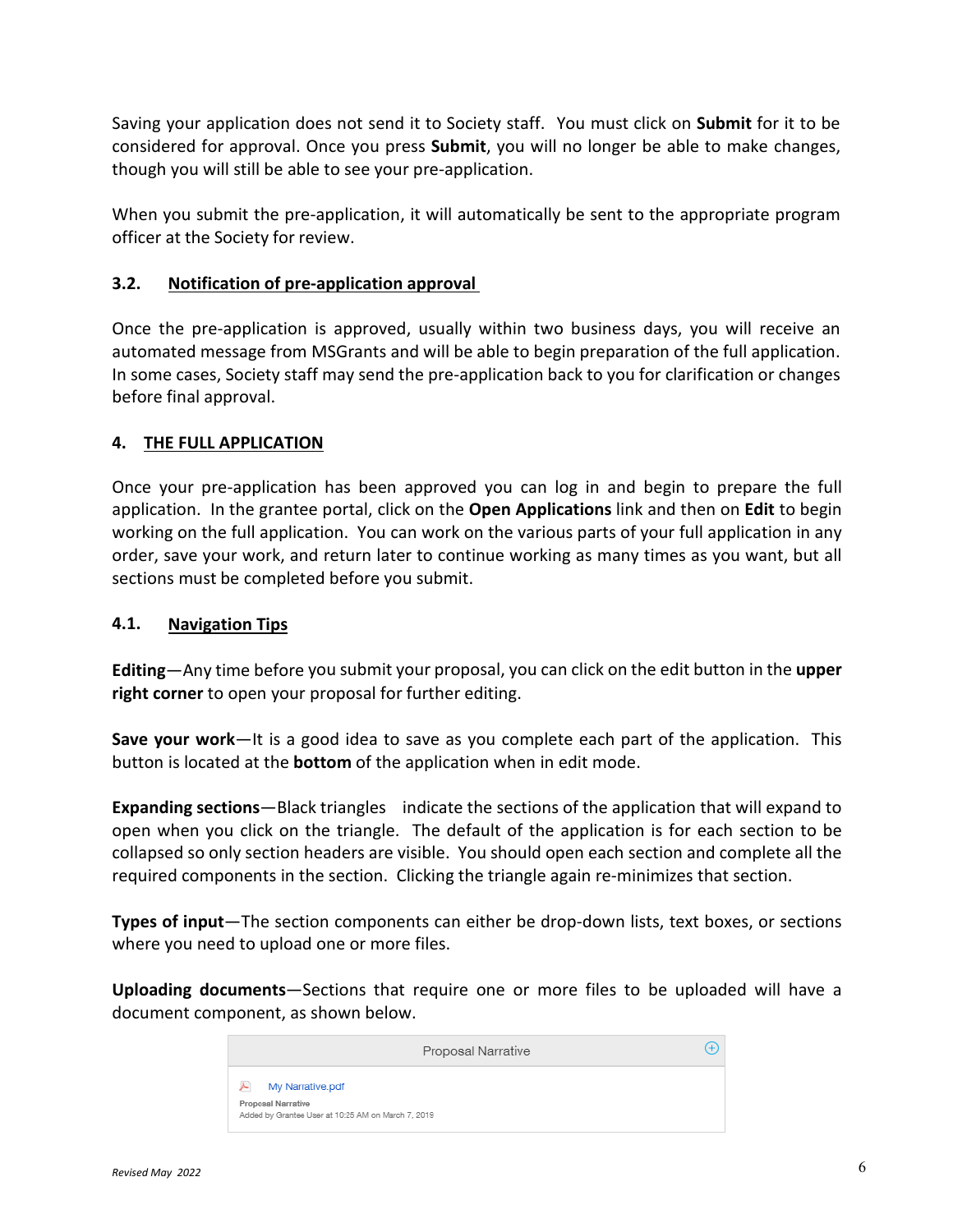Saving your application does not send it to Society staff. You must click on **Submit** for it to be considered for approval. Once you press **Submit**, you will no longer be able to make changes, though you will still be able to see your pre-application.

When you submit the pre-application, it will automatically be sent to the appropriate program officer at the Society for review.

### 3.2. Notification of pre-application approval

Once the pre-application is approved, usually within two business days, you will receive an automated message from MSGrants and will be able to begin preparation of the full application. In some cases, Society staff may send the pre-application back to you for clarification or changes before final approval.

## 4. THE FULL APPLICATION

Once your pre-application has been approved you can log in and begin to prepare the full application. In the grantee portal, click on the **Open Applications** link and then on **Edit** to begin working on the full application. You can work on the various parts of your full application in any order, save your work, and return later to continue working as many times as you want, but all sections must be completed before you submit.

### 4.1. Navigation Tips

**Editing**—Any time before you submit your proposal, you can click on the edit button in the **upper right corner** to open your proposal for further editing.

**Save your work**—It is a good idea to save as you complete each part of the application. This button is located at the **bottom** of the application when in edit mode.

**Expanding sections**—Black triangles indicate the sections of the application that will expand to open when you click on the triangle. The default of the application is for each section to be collapsed so only section headers are visible. You should open each section and complete all the required components in the section. Clicking the triangle again re-minimizes that section.

**Types of input**—The section components can either be drop-down lists, text boxes, or sections where you need to upload one or more files.

**Uploading documents**—Sections that require one or more files to be uploaded will have a document component, as shown below.

Proposal Narrative

My Narrative.pdf
Proposal Narrative
Added by Grantee User at 10:25 AM on March 7, 2019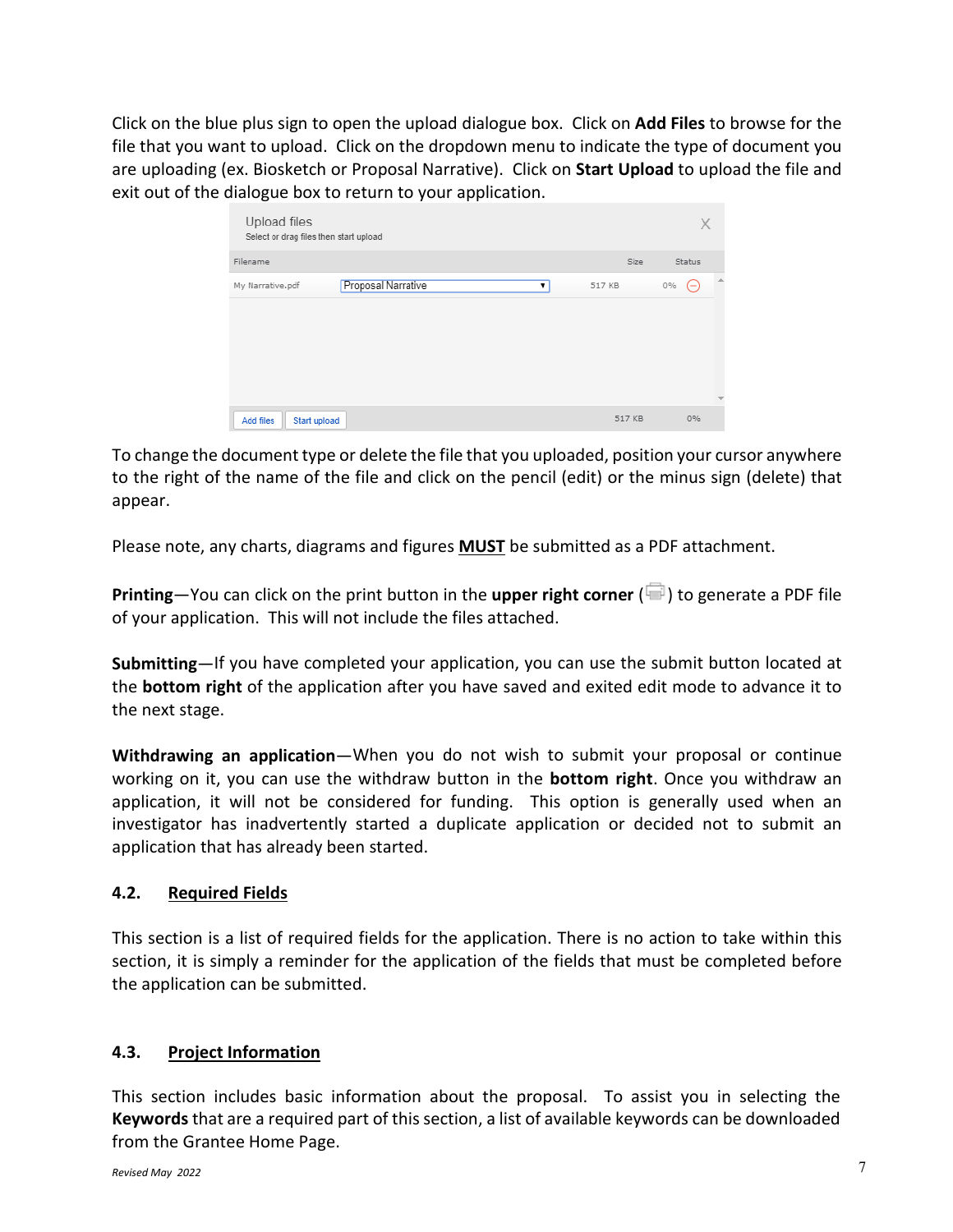Click on the blue plus sign to open the upload dialogue box. Click on **Add Files** to browse for the file that you want to upload. Click on the dropdown menu to indicate the type of document you are uploading (ex. Biosketch or Proposal Narrative). Click on **Start Upload** to upload the file and exit out of the dialogue box to return to your application.

To change the document type or delete the file that you uploaded, position your cursor anywhere to the right of the name of the file and click on the pencil (edit) or the minus sign (delete) that appear.

Please note, any charts, diagrams and figures **MUST** be submitted as a PDF attachment.

**Printing**—You can click on the print button in the **upper right corner** ( ) to generate a PDF file of your application. This will not include the files attached.

**Submitting**—If you have completed your application, you can use the submit button located at the **bottom right** of the application after you have saved and exited edit mode to advance it to the next stage.

**Withdrawing an application**—When you do not wish to submit your proposal or continue working on it, you can use the withdraw button in the **bottom right**. Once you withdraw an application, it will not be considered for funding. This option is generally used when an investigator has inadvertently started a duplicate application or decided not to submit an application that has already been started.

### 4.2. Required Fields

This section is a list of required fields for the application. There is no action to take within this section, it is simply a reminder for the application of the fields that must be completed before the application can be submitted.

### 4.3. Project Information

This section includes basic information about the proposal. To assist you in selecting the **Keywords** that are a required part of this section, a list of available keywords can be downloaded from the Grantee Home Page.

*Revised May 2022*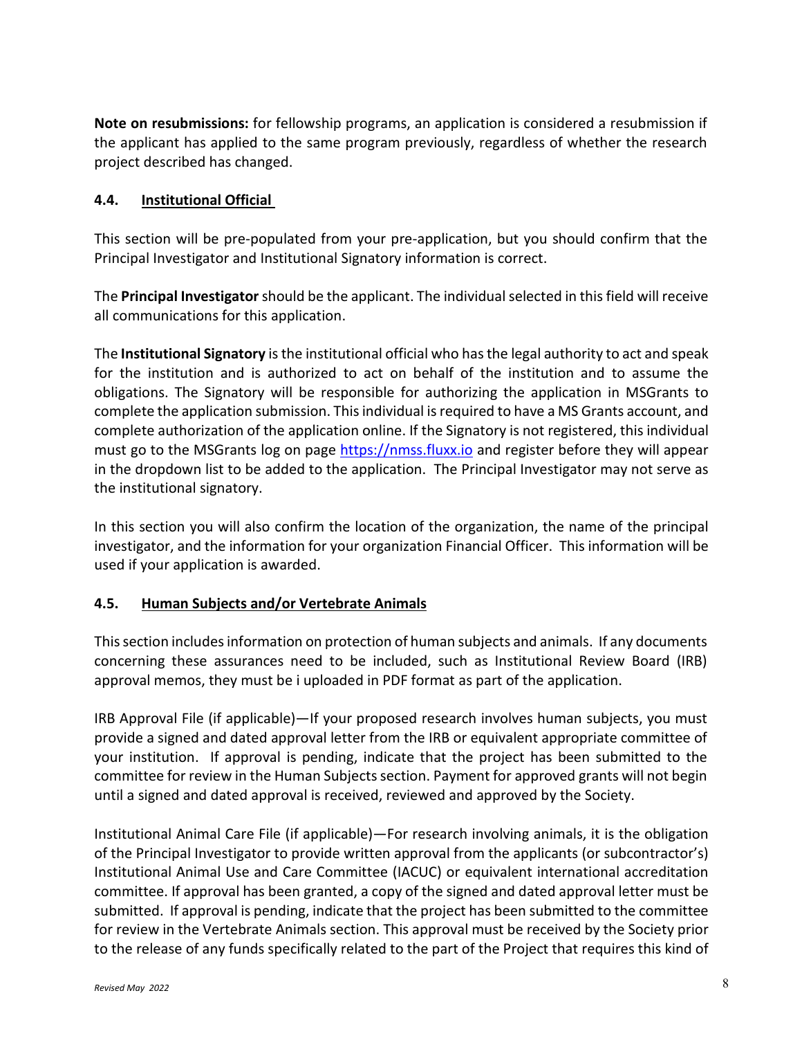**Note on resubmissions:** for fellowship programs, an application is considered a resubmission if the applicant has applied to the same program previously, regardless of whether the research project described has changed.

### 4.4. Institutional Official

This section will be pre-populated from your pre-application, but you should confirm that the Principal Investigator and Institutional Signatory information is correct.

The **Principal Investigator** should be the applicant. The individual selected in this field will receive all communications for this application.

The **Institutional Signatory** is the institutional official who has the legal authority to act and speak for the institution and is authorized to act on behalf of the institution and to assume the obligations. The Signatory will be responsible for authorizing the application in MSGrants to complete the application submission. This individual is required to have a MS Grants account, and complete authorization of the application online. If the Signatory is not registered, this individual must go to the MSGrants log on page https://nmss.fluxx.io and register before they will appear in the dropdown list to be added to the application. The Principal Investigator may not serve as the institutional signatory.

In this section you will also confirm the location of the organization, the name of the principal investigator, and the information for your organization Financial Officer. This information will be used if your application is awarded.

### 4.5. Human Subjects and/or Vertebrate Animals

This section includes information on protection of human subjects and animals. If any documents concerning these assurances need to be included, such as Institutional Review Board (IRB) approval memos, they must be i uploaded in PDF format as part of the application.

IRB Approval File (if applicable)—If your proposed research involves human subjects, you must provide a signed and dated approval letter from the IRB or equivalent appropriate committee of your institution. If approval is pending, indicate that the project has been submitted to the committee for review in the Human Subjects section. Payment for approved grants will not begin until a signed and dated approval is received, reviewed and approved by the Society.

Institutional Animal Care File (if applicable)—For research involving animals, it is the obligation of the Principal Investigator to provide written approval from the applicants (or subcontractor's) Institutional Animal Use and Care Committee (IACUC) or equivalent international accreditation committee. If approval has been granted, a copy of the signed and dated approval letter must be submitted. If approval is pending, indicate that the project has been submitted to the committee for review in the Vertebrate Animals section. This approval must be received by the Society prior to the release of any funds specifically related to the part of the Project that requires this kind of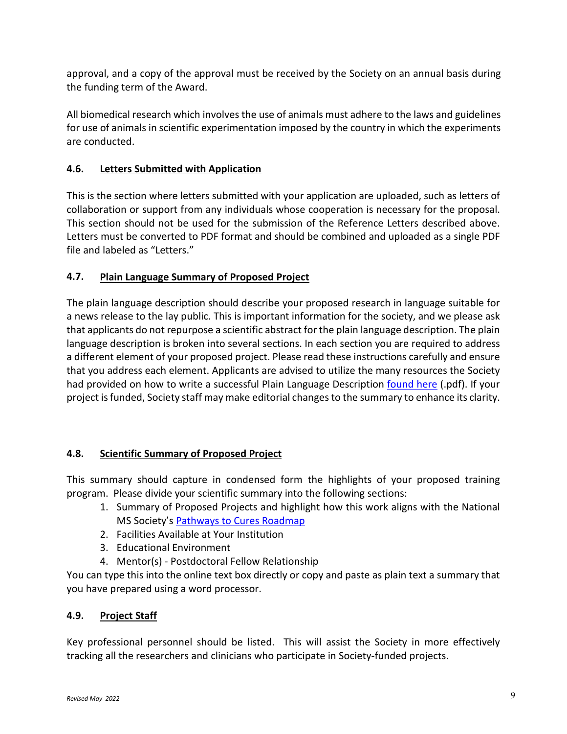approval, and a copy of the approval must be received by the Society on an annual basis during the funding term of the Award.

All biomedical research which involves the use of animals must adhere to the laws and guidelines for use of animals in scientific experimentation imposed by the country in which the experiments are conducted.

### 4.6. Letters Submitted with Application

This is the section where letters submitted with your application are uploaded, such as letters of collaboration or support from any individuals whose cooperation is necessary for the proposal. This section should not be used for the submission of the Reference Letters described above. Letters must be converted to PDF format and should be combined and uploaded as a single PDF file and labeled as "Letters."

### 4.7. Plain Language Summary of Proposed Project

The plain language description should describe your proposed research in language suitable for a news release to the lay public. This is important information for the society, and we please ask that applicants do not repurpose a scientific abstract for the plain language description. The plain language description is broken into several sections. In each section you are required to address a different element of your proposed project. Please read these instructions carefully and ensure that you address each element. Applicants are advised to utilize the many resources the Society had provided on how to write a successful Plain Language Description found here (.pdf). If your project is funded, Society staff may make editorial changes to the summary to enhance its clarity.

### 4.8. Scientific Summary of Proposed Project

This summary should capture in condensed form the highlights of your proposed training program. Please divide your scientific summary into the following sections:

1. Summary of Proposed Projects and highlight how this work aligns with the National MS Society's Pathways to Cures Roadmap
2. Facilities Available at Your Institution
3. Educational Environment
4. Mentor(s) - Postdoctoral Fellow Relationship

You can type this into the online text box directly or copy and paste as plain text a summary that you have prepared using a word processor.

### 4.9. Project Staff

Key professional personnel should be listed. This will assist the Society in more effectively tracking all the researchers and clinicians who participate in Society-funded projects.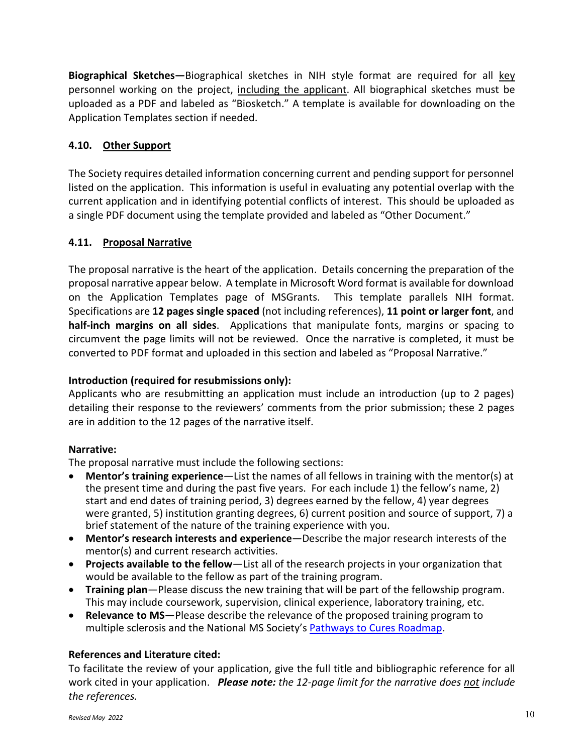**Biographical Sketches—**Biographical sketches in NIH style format are required for all key personnel working on the project, including the applicant. All biographical sketches must be uploaded as a PDF and labeled as "Biosketch." A template is available for downloading on the Application Templates section if needed.

### 4.10. Other Support

The Society requires detailed information concerning current and pending support for personnel listed on the application. This information is useful in evaluating any potential overlap with the current application and in identifying potential conflicts of interest. This should be uploaded as a single PDF document using the template provided and labeled as "Other Document."

### 4.11. Proposal Narrative

The proposal narrative is the heart of the application. Details concerning the preparation of the proposal narrative appear below. A template in Microsoft Word format is available for download on the Application Templates page of MSGrants. This template parallels NIH format. Specifications are **12 pages single spaced** (not including references), **11 point or larger font**, and **half-inch margins on all sides**. Applications that manipulate fonts, margins or spacing to circumvent the page limits will not be reviewed. Once the narrative is completed, it must be converted to PDF format and uploaded in this section and labeled as "Proposal Narrative."

**Introduction (required for resubmissions only):**
Applicants who are resubmitting an application must include an introduction (up to 2 pages) detailing their response to the reviewers' comments from the prior submission; these 2 pages are in addition to the 12 pages of the narrative itself.

**Narrative:**
The proposal narrative must include the following sections:

- **Mentor's training experience**—List the names of all fellows in training with the mentor(s) at the present time and during the past five years. For each include 1) the fellow's name, 2) start and end dates of training period, 3) degrees earned by the fellow, 4) year degrees were granted, 5) institution granting degrees, 6) current position and source of support, 7) a brief statement of the nature of the training experience with you.
- **Mentor's research interests and experience**—Describe the major research interests of the mentor(s) and current research activities.
- **Projects available to the fellow**—List all of the research projects in your organization that would be available to the fellow as part of the training program.
- **Training plan**—Please discuss the new training that will be part of the fellowship program. This may include coursework, supervision, clinical experience, laboratory training, etc.
- **Relevance to MS**—Please describe the relevance of the proposed training program to multiple sclerosis and the National MS Society's Pathways to Cures Roadmap.

**References and Literature cited:**
To facilitate the review of your application, give the full title and bibliographic reference for all work cited in your application. ***Please note:*** *the 12-page limit for the narrative does not include the references.*

*Revised May 2022*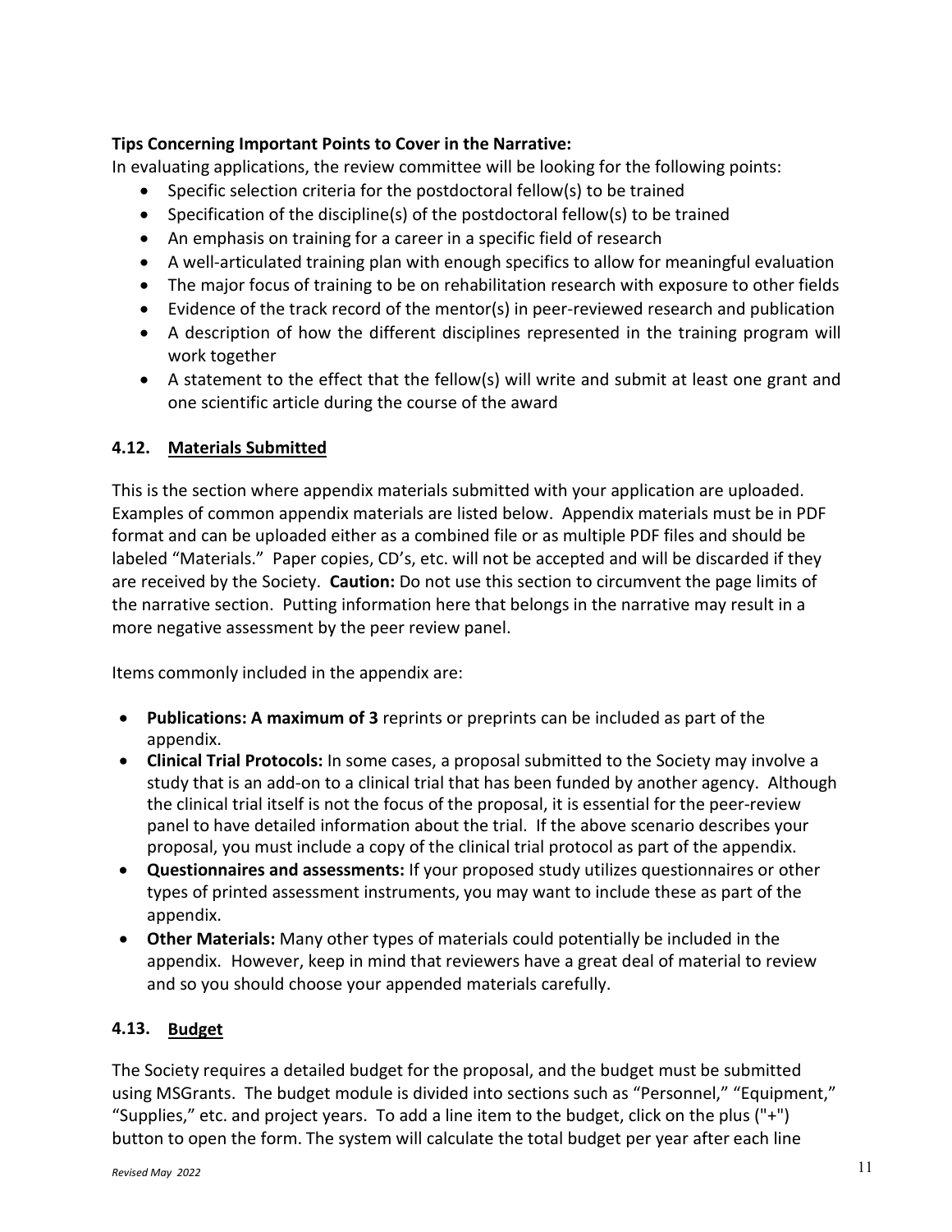**Tips Concerning Important Points to Cover in the Narrative:**

In evaluating applications, the review committee will be looking for the following points:

- Specific selection criteria for the postdoctoral fellow(s) to be trained
- Specification of the discipline(s) of the postdoctoral fellow(s) to be trained
- An emphasis on training for a career in a specific field of research
- A well-articulated training plan with enough specifics to allow for meaningful evaluation
- The major focus of training to be on rehabilitation research with exposure to other fields
- Evidence of the track record of the mentor(s) in peer-reviewed research and publication
- A description of how the different disciplines represented in the training program will work together
- A statement to the effect that the fellow(s) will write and submit at least one grant and one scientific article during the course of the award

### 4.12. <u>Materials Submitted</u>

This is the section where appendix materials submitted with your application are uploaded. Examples of common appendix materials are listed below. Appendix materials must be in PDF format and can be uploaded either as a combined file or as multiple PDF files and should be labeled "Materials." Paper copies, CD's, etc. will not be accepted and will be discarded if they are received by the Society. **Caution:** Do not use this section to circumvent the page limits of the narrative section. Putting information here that belongs in the narrative may result in a more negative assessment by the peer review panel.

Items commonly included in the appendix are:

- **Publications: A maximum of 3** reprints or preprints can be included as part of the appendix.
- **Clinical Trial Protocols:** In some cases, a proposal submitted to the Society may involve a study that is an add-on to a clinical trial that has been funded by another agency. Although the clinical trial itself is not the focus of the proposal, it is essential for the peer-review panel to have detailed information about the trial. If the above scenario describes your proposal, you must include a copy of the clinical trial protocol as part of the appendix.
- **Questionnaires and assessments:** If your proposed study utilizes questionnaires or other types of printed assessment instruments, you may want to include these as part of the appendix.
- **Other Materials:** Many other types of materials could potentially be included in the appendix. However, keep in mind that reviewers have a great deal of material to review and so you should choose your appended materials carefully.

### 4.13. <u>Budget</u>

The Society requires a detailed budget for the proposal, and the budget must be submitted using MSGrants. The budget module is divided into sections such as "Personnel," "Equipment," "Supplies," etc. and project years. To add a line item to the budget, click on the plus ("+") button to open the form. The system will calculate the total budget per year after each line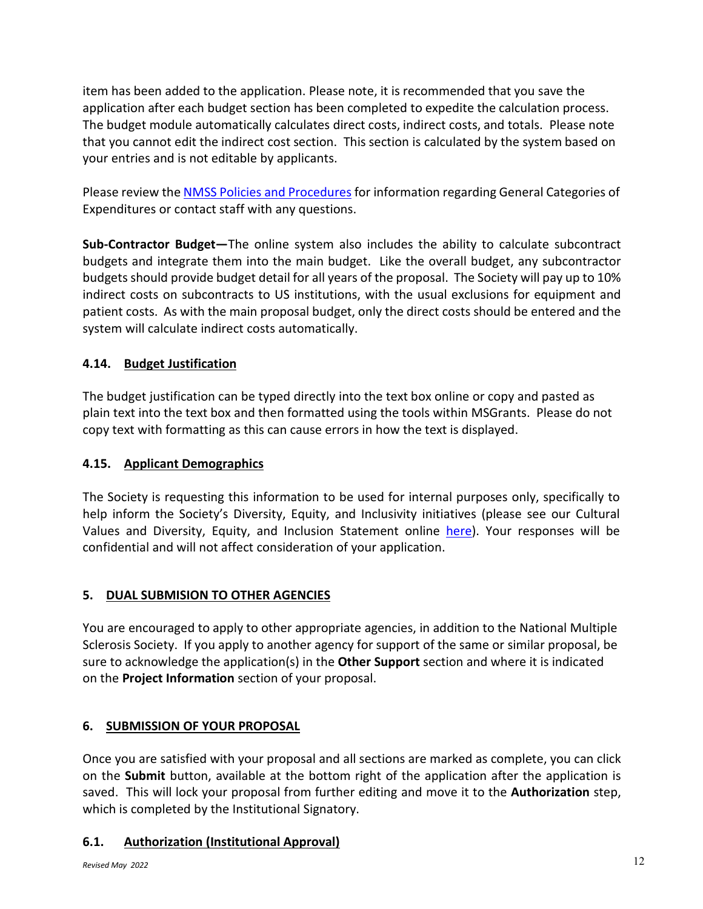item has been added to the application. Please note, it is recommended that you save the application after each budget section has been completed to expedite the calculation process. The budget module automatically calculates direct costs, indirect costs, and totals. Please note that you cannot edit the indirect cost section. This section is calculated by the system based on your entries and is not editable by applicants.

Please review the [NMSS Policies and Procedures]() for information regarding General Categories of Expenditures or contact staff with any questions.

**Sub-Contractor Budget—**The online system also includes the ability to calculate subcontract budgets and integrate them into the main budget. Like the overall budget, any subcontractor budgets should provide budget detail for all years of the proposal. The Society will pay up to 10% indirect costs on subcontracts to US institutions, with the usual exclusions for equipment and patient costs. As with the main proposal budget, only the direct costs should be entered and the system will calculate indirect costs automatically.

### 4.14. Budget Justification

The budget justification can be typed directly into the text box online or copy and pasted as plain text into the text box and then formatted using the tools within MSGrants. Please do not copy text with formatting as this can cause errors in how the text is displayed.

### 4.15. Applicant Demographics

The Society is requesting this information to be used for internal purposes only, specifically to help inform the Society's Diversity, Equity, and Inclusivity initiatives (please see our Cultural Values and Diversity, Equity, and Inclusion Statement online [here]()). Your responses will be confidential and will not affect consideration of your application.

## 5. DUAL SUBMISION TO OTHER AGENCIES

You are encouraged to apply to other appropriate agencies, in addition to the National Multiple Sclerosis Society. If you apply to another agency for support of the same or similar proposal, be sure to acknowledge the application(s) in the **Other Support** section and where it is indicated on the **Project Information** section of your proposal.

## 6. SUBMISSION OF YOUR PROPOSAL

Once you are satisfied with your proposal and all sections are marked as complete, you can click on the **Submit** button, available at the bottom right of the application after the application is saved. This will lock your proposal from further editing and move it to the **Authorization** step, which is completed by the Institutional Signatory.

### 6.1. Authorization (Institutional Approval)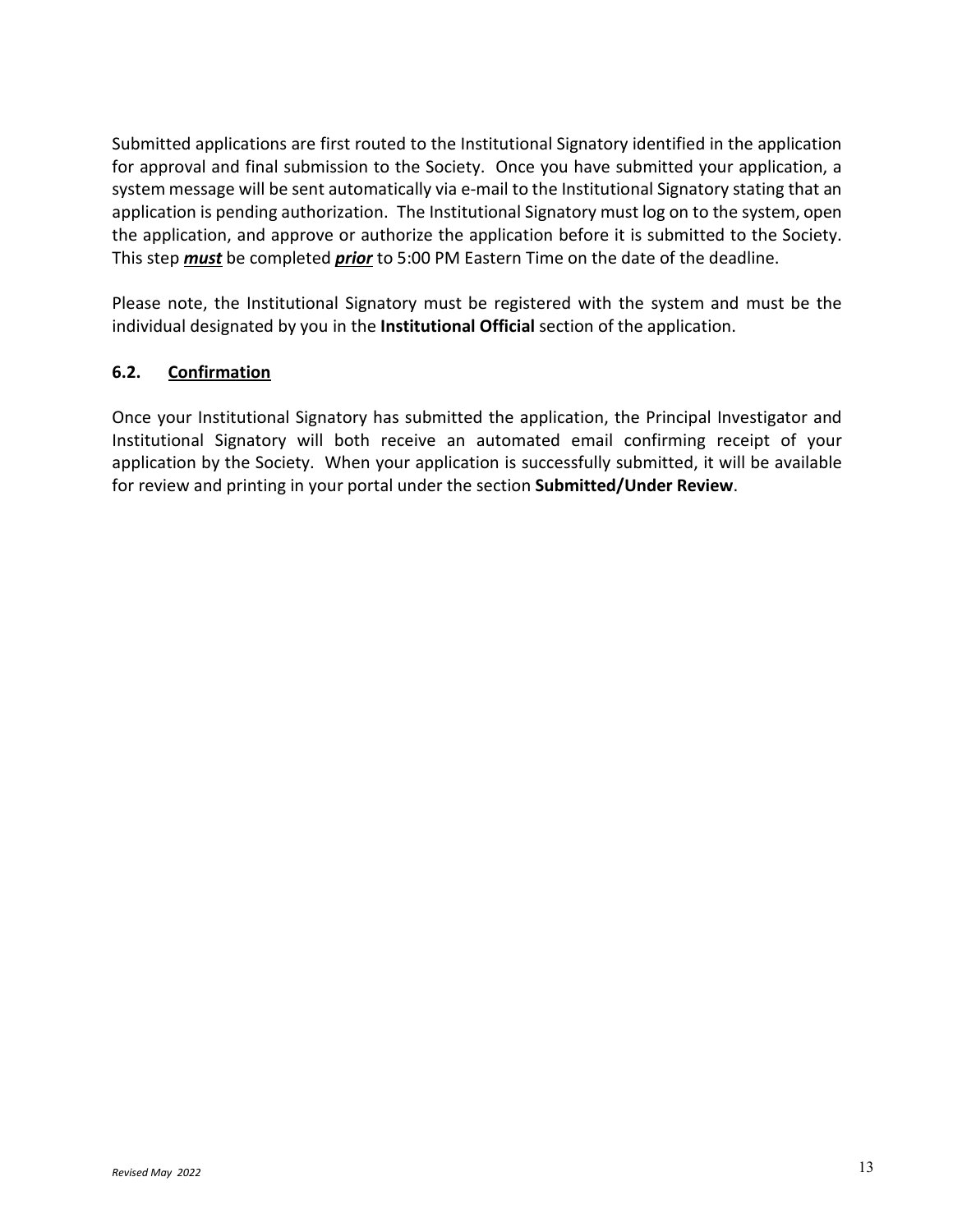Submitted applications are first routed to the Institutional Signatory identified in the application for approval and final submission to the Society. Once you have submitted your application, a system message will be sent automatically via e-mail to the Institutional Signatory stating that an application is pending authorization. The Institutional Signatory must log on to the system, open the application, and approve or authorize the application before it is submitted to the Society. This step ***must*** be completed ***prior*** to 5:00 PM Eastern Time on the date of the deadline.

Please note, the Institutional Signatory must be registered with the system and must be the individual designated by you in the **Institutional Official** section of the application.

### 6.2. Confirmation

Once your Institutional Signatory has submitted the application, the Principal Investigator and Institutional Signatory will both receive an automated email confirming receipt of your application by the Society. When your application is successfully submitted, it will be available for review and printing in your portal under the section **Submitted/Under Review**.

*Revised May 2022*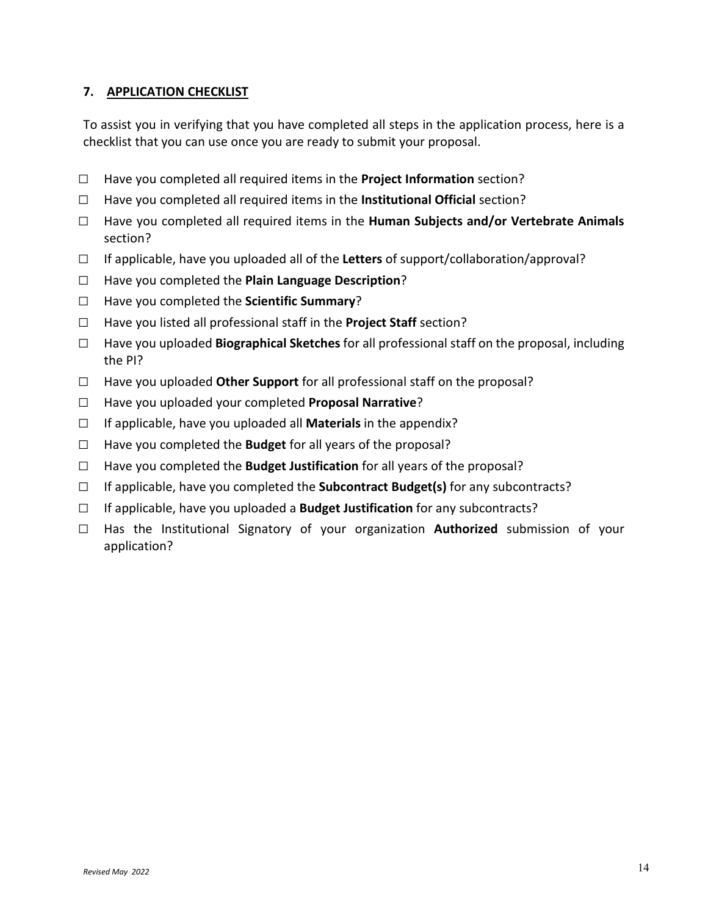## 7. APPLICATION CHECKLIST

To assist you in verifying that you have completed all steps in the application process, here is a checklist that you can use once you are ready to submit your proposal.

- ☐ Have you completed all required items in the **Project Information** section?
- ☐ Have you completed all required items in the **Institutional Official** section?
- ☐ Have you completed all required items in the **Human Subjects and/or Vertebrate Animals** section?
- ☐ If applicable, have you uploaded all of the **Letters** of support/collaboration/approval?
- ☐ Have you completed the **Plain Language Description**?
- ☐ Have you completed the **Scientific Summary**?
- ☐ Have you listed all professional staff in the **Project Staff** section?
- ☐ Have you uploaded **Biographical Sketches** for all professional staff on the proposal, including the PI?
- ☐ Have you uploaded **Other Support** for all professional staff on the proposal?
- ☐ Have you uploaded your completed **Proposal Narrative**?
- ☐ If applicable, have you uploaded all **Materials** in the appendix?
- ☐ Have you completed the **Budget** for all years of the proposal?
- ☐ Have you completed the **Budget Justification** for all years of the proposal?
- ☐ If applicable, have you completed the **Subcontract Budget(s)** for any subcontracts?
- ☐ If applicable, have you uploaded a **Budget Justification** for any subcontracts?
- ☐ Has the Institutional Signatory of your organization **Authorized** submission of your application?

*Revised May 2022*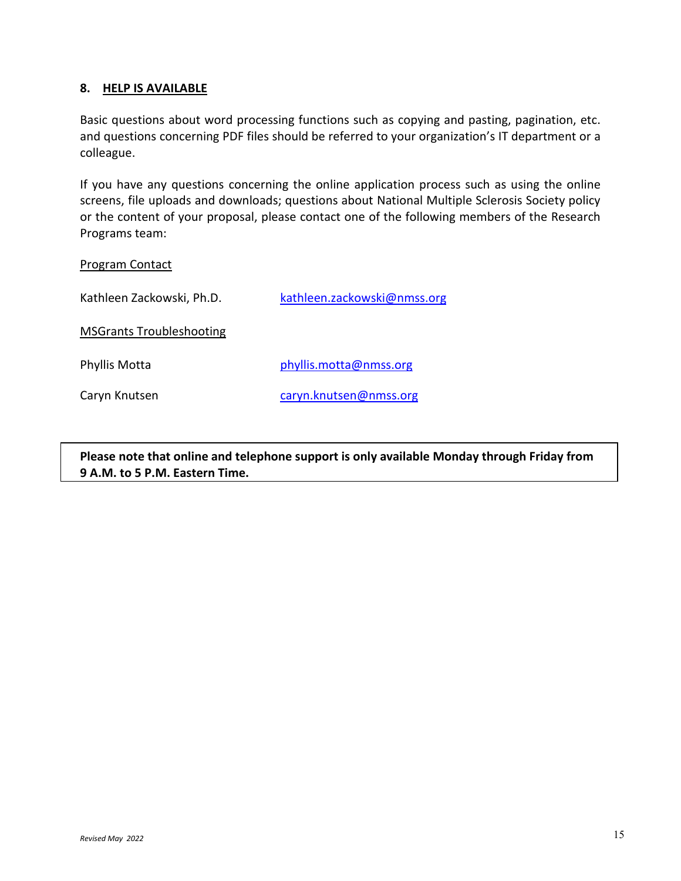## 8. HELP IS AVAILABLE

Basic questions about word processing functions such as copying and pasting, pagination, etc. and questions concerning PDF files should be referred to your organization's IT department or a colleague.

If you have any questions concerning the online application process such as using the online screens, file uploads and downloads; questions about National Multiple Sclerosis Society policy or the content of your proposal, please contact one of the following members of the Research Programs team:

Program Contact

| | |
|---|---|
| Kathleen Zackowski, Ph.D. | kathleen.zackowski@nmss.org |

MSGrants Troubleshooting

| | |
|---|---|
| Phyllis Motta | phyllis.motta@nmss.org |
| Caryn Knutsen | caryn.knutsen@nmss.org |

**Please note that online and telephone support is only available Monday through Friday from 9 A.M. to 5 P.M. Eastern Time.**

*Revised May 2022*